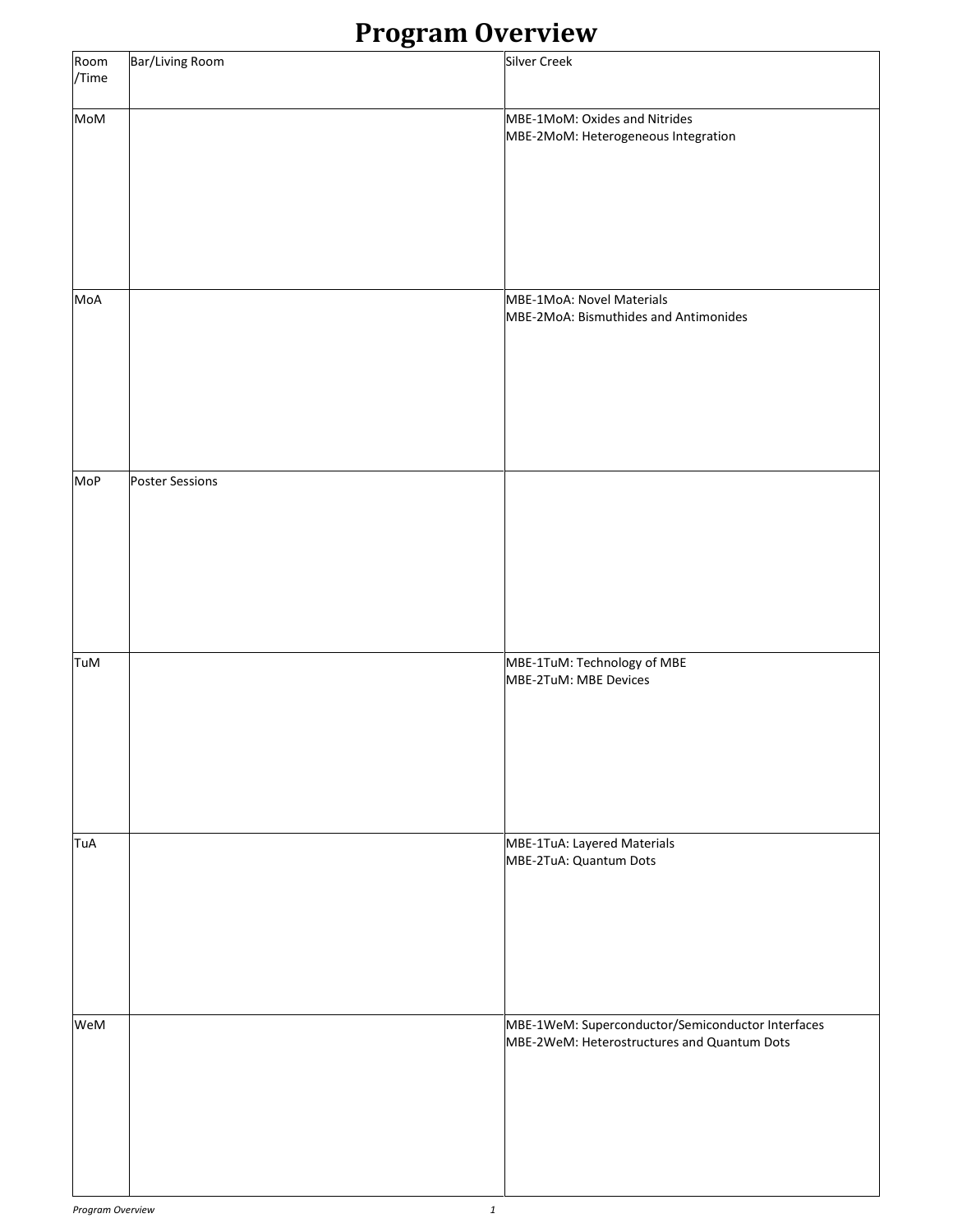# Program Overview

| Room /Time | Bar/Living Room | Silver Creek |
|---|---|---|
| MoM | | MBE-1MoM: Oxides and Nitrides<br>MBE-2MoM: Heterogeneous Integration |
| MoA | | MBE-1MoA: Novel Materials<br>MBE-2MoA: Bismuthides and Antimonides |
| MoP | Poster Sessions | |
| TuM | | MBE-1TuM: Technology of MBE<br>MBE-2TuM: MBE Devices |
| TuA | | MBE-1TuA: Layered Materials<br>MBE-2TuA: Quantum Dots |
| WeM | | MBE-1WeM: Superconductor/Semiconductor Interfaces<br>MBE-2WeM: Heterostructures and Quantum Dots |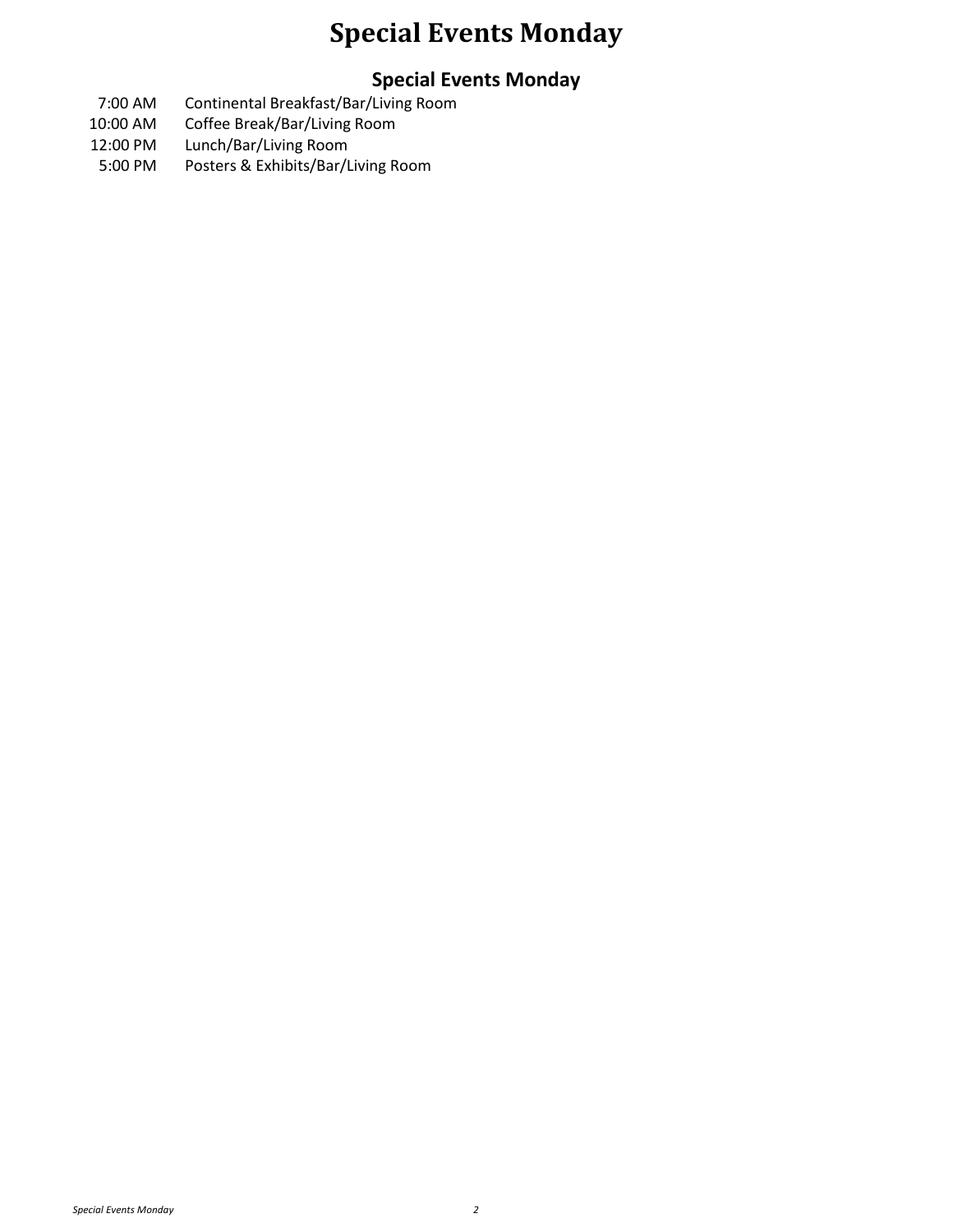# Special Events Monday

## Special Events Monday

| | |
|---|---|
| 7:00 AM | Continental Breakfast/Bar/Living Room |
| 10:00 AM | Coffee Break/Bar/Living Room |
| 12:00 PM | Lunch/Bar/Living Room |
| 5:00 PM | Posters & Exhibits/Bar/Living Room |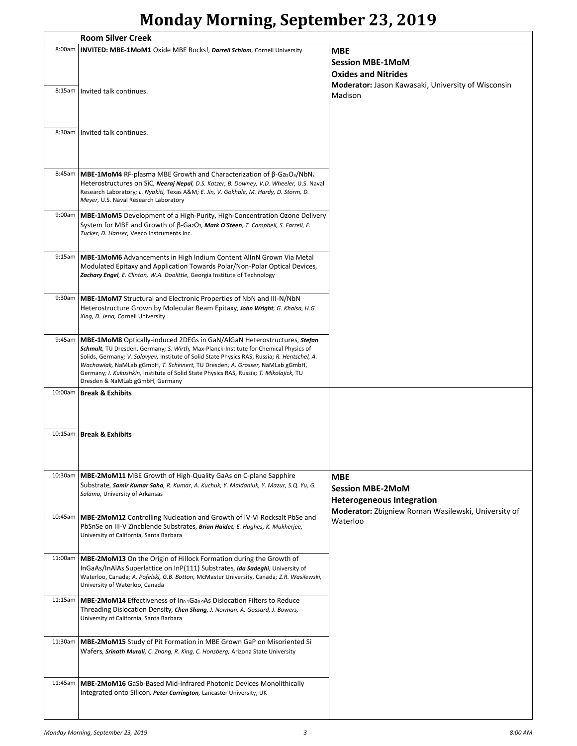# Monday Morning, September 23, 2019

## Room Silver Creek

**MBE**
**Session MBE-1MoM**
**Oxides and Nitrides**
**Moderator:** Jason Kawasaki, University of Wisconsin Madison

| Time | Presentation |
|---|---|
| 8:00am | **INVITED: MBE-1MoM1** Oxide MBE Rocks!, ***Darrell Schlom***, Cornell University |
| 8:15am | Invited talk continues. |
| 8:30am | Invited talk continues. |
| 8:45am | **MBE-1MoM4** RF-plasma MBE Growth and Characterization of β-$Ga_2O_3$/$NbN_x$ Heterostructures on SiC, ***Neeraj Nepal***, *D.S. Katzer, B. Downey, V.D. Wheeler,* U.S. Naval Research Laboratory; *L. Nyakiti,* Texas A&M; *E. Jin, V. Gokhale, M. Hardy, D. Storm, D. Meyer,* U.S. Naval Research Laboratory |
| 9:00am | **MBE-1MoM5** Development of a High-Purity, High-Concentration Ozone Delivery System for MBE and Growth of β-$Ga_2O_3$, ***Mark O'Steen***, *T. Campbell, S. Farrell, E. Tucker, D. Hanser,* Veeco Instruments Inc. |
| 9:15am | **MBE-1MoM6** Advancements in High Indium Content AlInN Grown Via Metal Modulated Epitaxy and Application Towards Polar/Non-Polar Optical Devices, ***Zachary Engel***, *E. Clinton, W.A. Doolittle,* Georgia Institute of Technology |
| 9:30am | **MBE-1MoM7** Structural and Electronic Properties of NbN and III-N/NbN Heterostructure Grown by Molecular Beam Epitaxy, ***John Wright***, *G. Khalsa, H.G. Xing, D. Jena,* Cornell University |
| 9:45am | **MBE-1MoM8** Optically-induced 2DEGs in GaN/AlGaN Heterostructures, ***Stefan Schmult***, TU Dresden, Germany; *S. Wirth,* Max-Planck-Institute for Chemical Physics of Solids, Germany; *V. Solovyev,* Institute of Solid State Physics RAS, Russia; *R. Hentschel, A. Wachowiak,* NaMLab gGmbH; *T. Scheinert,* TU Dresden; *A. Grosser,* NaMLab gGmbH, Germany; *I. Kukushkin,* Institute of Solid State Physics RAS, Russia; *T. Mikolajick,* TU Dresden & NaMLab gGmbH, Germany |
| 10:00am | **Break & Exhibits** |
| 10:15am | **Break & Exhibits** |

**MBE**
**Session MBE-2MoM**
**Heterogeneous Integration**
**Moderator:** Zbigniew Roman Wasilewski, University of Waterloo

| Time | Presentation |
|---|---|
| 10:30am | **MBE-2MoM11** MBE Growth of High-Quality GaAs on C-plane Sapphire Substrate, ***Samir Kumar Saha***, *R. Kumar, A. Kuchuk, Y. Maidaniuk, Y. Mazur, S.Q. Yu, G. Salamo,* University of Arkansas |
| 10:45am | **MBE-2MoM12** Controlling Nucleation and Growth of IV-VI Rocksalt PbSe and PbSnSe on III-V Zincblende Substrates, ***Brian Haidet***, *E. Hughes, K. Mukherjee,* University of California, Santa Barbara |
| 11:00am | **MBE-2MoM13** On the Origin of Hillock Formation during the Growth of InGaAs/InAlAs Superlattice on InP(111) Substrates, ***Ida Sadeghi***, University of Waterloo, Canada; *A. Pofelski, G.B. Botton,* McMaster University, Canada; *Z.R. Wasilewski,* University of Waterloo, Canada |
| 11:15am | **MBE-2MoM14** Effectiveness of $In_{0.1}Ga_{0.9}As$ Dislocation Filters to Reduce Threading Dislocation Density, ***Chen Shang***, *J. Norman, A. Gossard, J. Bowers,* University of California, Santa Barbara |
| 11:30am | **MBE-2MoM15** Study of Pit Formation in MBE Grown GaP on Misoriented Si Wafers, ***Srinath Murali***, *C. Zhang, R. King, C. Honsberg,* Arizona State University |
| 11:45am | **MBE-2MoM16** GaSb-Based Mid-Infrared Photonic Devices Monolithically Integrated onto Silicon, ***Peter Carrington***, Lancaster University, UK |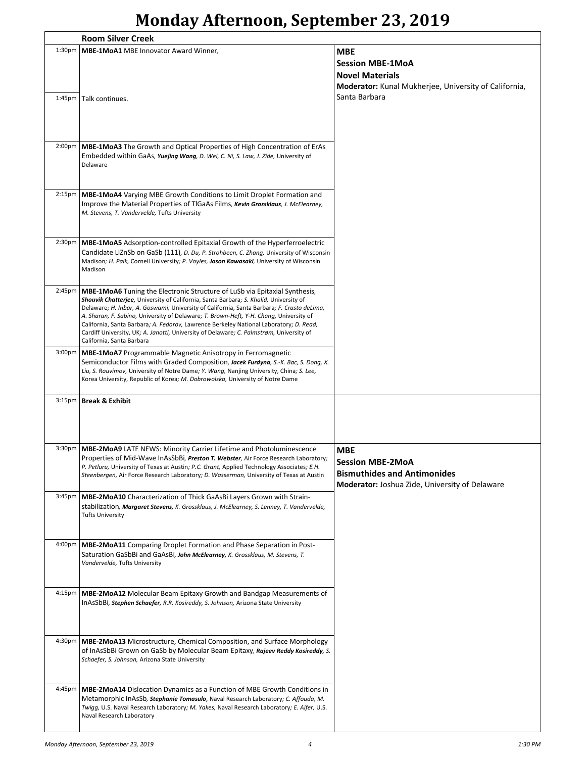# Monday Afternoon, September 23, 2019

## Room Silver Creek

### MBE
### Session MBE-1MoA
### Novel Materials

**Moderator:** Kunal Mukherjee, University of California, Santa Barbara

1:30pm **MBE-1MoA1** MBE Innovator Award Winner,

1:45pm Talk continues.

2:00pm **MBE-1MoA3** The Growth and Optical Properties of High Concentration of ErAs Embedded within GaAs, ***Yuejing Wang**, D. Wei, C. Ni, S. Law, J. Zide,* University of Delaware

2:15pm **MBE-1MoA4** Varying MBE Growth Conditions to Limit Droplet Formation and Improve the Material Properties of TlGaAs Films, ***Kevin Grossklaus**, J. McElearney, M. Stevens, T. Vandervelde,* Tufts University

2:30pm **MBE-1MoA5** Adsorption-controlled Epitaxial Growth of the Hyperferroelectric Candidate LiZnSb on GaSb (111), *D. Du, P. Strohbeen, C. Zhang,* University of Wisconsin Madison*; H. Paik,* Cornell University*; P. Voyles, **Jason Kawasaki**,* University of Wisconsin Madison

2:45pm **MBE-1MoA6** Tuning the Electronic Structure of LuSb via Epitaxial Synthesis, ***Shouvik Chatterjee**,* University of California, Santa Barbara*; S. Khalid,* University of Delaware*; H. Inbar, A. Goswami,* University of California, Santa Barbara*; F. Crasto deLima, A. Sharan, F. Sabino,* University of Delaware*; T. Brown-Heft, Y-H. Chang,* University of California, Santa Barbara*; A. Fedorov,* Lawrence Berkeley National Laboratory*; D. Read,* Cardiff University, UK*; A. Janotti,* University of Delaware*; C. Palmstrøm,* University of California, Santa Barbara

3:00pm **MBE-1MoA7** Programmable Magnetic Anisotropy in Ferromagnetic Semiconductor Films with Graded Composition, ***Jacek Furdyna**, S.-K. Bac, S. Dong, X. Liu, S. Rouvimov,* University of Notre Dame*; Y. Wang,* Nanjing University, China*; S. Lee,* Korea University, Republic of Korea*; M. Dobrowolska,* University of Notre Dame

3:15pm **Break & Exhibit**

### MBE
### Session MBE-2MoA
### Bismuthides and Antimonides

**Moderator:** Joshua Zide, University of Delaware

3:30pm **MBE-2MoA9** LATE NEWS: Minority Carrier Lifetime and Photoluminescence Properties of Mid-Wave InAsSbBi, ***Preston T. Webster**,* Air Force Research Laboratory*; P. Petluru,* University of Texas at Austin*; P.C. Grant,* Applied Technology Associates*; E.H. Steenbergen,* Air Force Research Laboratory*; D. Wasserman,* University of Texas at Austin

3:45pm **MBE-2MoA10** Characterization of Thick GaAsBi Layers Grown with Strain-stabilization, ***Margaret Stevens**, K. Grossklaus, J. McElearney, S. Lenney, T. Vandervelde,* Tufts University

4:00pm **MBE-2MoA11** Comparing Droplet Formation and Phase Separation in Post-Saturation GaSbBi and GaAsBi, ***John McElearney**, K. Grossklaus, M. Stevens, T. Vandervelde,* Tufts University

4:15pm **MBE-2MoA12** Molecular Beam Epitaxy Growth and Bandgap Measurements of InAsSbBi, ***Stephen Schaefer**, R.R. Kosireddy, S. Johnson,* Arizona State University

4:30pm **MBE-2MoA13** Microstructure, Chemical Composition, and Surface Morphology of InAsSbBi Grown on GaSb by Molecular Beam Epitaxy, ***Rajeev Reddy Kosireddy**, S. Schaefer, S. Johnson,* Arizona State University

4:45pm **MBE-2MoA14** Dislocation Dynamics as a Function of MBE Growth Conditions in Metamorphic InAsSb, ***Stephanie Tomasulo**,* Naval Research Laboratory*; C. Affouda, M. Twigg,* U.S. Naval Research Laboratory*; M. Yakes,* Naval Research Laboratory*; E. Aifer,* U.S. Naval Research Laboratory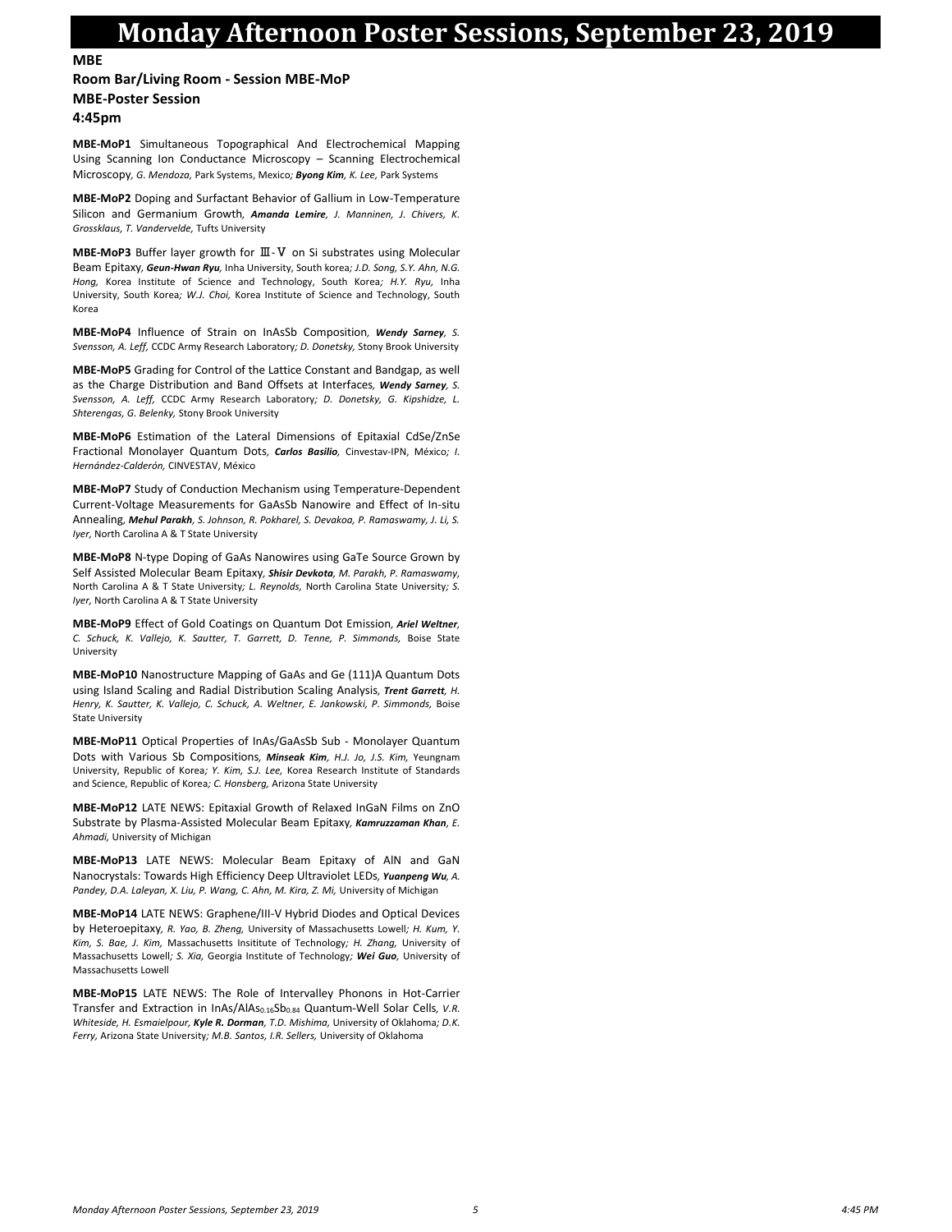# Monday Afternoon Poster Sessions, September 23, 2019

## MBE

### Room Bar/Living Room - Session MBE-MoP

### MBE-Poster Session

### 4:45pm

**MBE-MoP1** Simultaneous Topographical And Electrochemical Mapping Using Scanning Ion Conductance Microscopy – Scanning Electrochemical Microscopy, *G. Mendoza,* Park Systems, Mexico*; **Byong Kim**, K. Lee,* Park Systems

**MBE-MoP2** Doping and Surfactant Behavior of Gallium in Low-Temperature Silicon and Germanium Growth, ***Amanda Lemire**, J. Manninen, J. Chivers, K. Grossklaus, T. Vandervelde,* Tufts University

**MBE-MoP3** Buffer layer growth for Ⅲ-Ⅴ on Si substrates using Molecular Beam Epitaxy, ***Geun-Hwan Ryu**,* Inha University, South korea*; J.D. Song, S.Y. Ahn, N.G. Hong,* Korea Institute of Science and Technology, South Korea*; H.Y. Ryu,* Inha University, South Korea*; W.J. Choi,* Korea Institute of Science and Technology, South Korea

**MBE-MoP4** Influence of Strain on InAsSb Composition, ***Wendy Sarney**, S. Svensson, A. Leff,* CCDC Army Research Laboratory*; D. Donetsky,* Stony Brook University

**MBE-MoP5** Grading for Control of the Lattice Constant and Bandgap, as well as the Charge Distribution and Band Offsets at Interfaces, ***Wendy Sarney**, S. Svensson, A. Leff,* CCDC Army Research Laboratory*; D. Donetsky, G. Kipshidze, L. Shterengas, G. Belenky,* Stony Brook University

**MBE-MoP6** Estimation of the Lateral Dimensions of Epitaxial CdSe/ZnSe Fractional Monolayer Quantum Dots, ***Carlos Basilio**,* Cinvestav-IPN, México*; I. Hernández-Calderón,* CINVESTAV, México

**MBE-MoP7** Study of Conduction Mechanism using Temperature-Dependent Current-Voltage Measurements for GaAsSb Nanowire and Effect of In-situ Annealing, ***Mehul Parakh**, S. Johnson, R. Pokharel, S. Devakoa, P. Ramaswamy, J. Li, S. Iyer,* North Carolina A & T State University

**MBE-MoP8** N-type Doping of GaAs Nanowires using GaTe Source Grown by Self Assisted Molecular Beam Epitaxy, ***Shisir Devkota**, M. Parakh, P. Ramaswamy,* North Carolina A & T State University*; L. Reynolds,* North Carolina State University*; S. Iyer,* North Carolina A & T State University

**MBE-MoP9** Effect of Gold Coatings on Quantum Dot Emission, ***Ariel Weltner**, C. Schuck, K. Vallejo, K. Sautter, T. Garrett, D. Tenne, P. Simmonds,* Boise State University

**MBE-MoP10** Nanostructure Mapping of GaAs and Ge (111)A Quantum Dots using Island Scaling and Radial Distribution Scaling Analysis, ***Trent Garrett**, H. Henry, K. Sautter, K. Vallejo, C. Schuck, A. Weltner, E. Jankowski, P. Simmonds,* Boise State University

**MBE-MoP11** Optical Properties of InAs/GaAsSb Sub - Monolayer Quantum Dots with Various Sb Compositions, ***Minseak Kim**, H.J. Jo, J.S. Kim,* Yeungnam University, Republic of Korea*; Y. Kim, S.J. Lee,* Korea Research Institute of Standards and Science, Republic of Korea*; C. Honsberg,* Arizona State University

**MBE-MoP12** LATE NEWS: Epitaxial Growth of Relaxed InGaN Films on ZnO Substrate by Plasma-Assisted Molecular Beam Epitaxy, ***Kamruzzaman Khan**, E. Ahmadi,* University of Michigan

**MBE-MoP13** LATE NEWS: Molecular Beam Epitaxy of AlN and GaN Nanocrystals: Towards High Efficiency Deep Ultraviolet LEDs, ***Yuanpeng Wu**, A. Pandey, D.A. Laleyan, X. Liu, P. Wang, C. Ahn, M. Kira, Z. Mi,* University of Michigan

**MBE-MoP14** LATE NEWS: Graphene/III-V Hybrid Diodes and Optical Devices by Heteroepitaxy, *R. Yao, B. Zheng,* University of Massachusetts Lowell*; H. Kum, Y. Kim, S. Bae, J. Kim,* Massachusetts Insititute of Technology*; H. Zhang,* University of Massachusetts Lowell*; S. Xia,* Georgia Institute of Technology*; **Wei Guo**,* University of Massachusetts Lowell

**MBE-MoP15** LATE NEWS: The Role of Intervalley Phonons in Hot-Carrier Transfer and Extraction in InAs/$AlAs_{0.16}Sb_{0.84}$ Quantum-Well Solar Cells, *V.R. Whiteside, H. Esmaielpour, **Kyle R. Dorman**, T.D. Mishima,* University of Oklahoma*; D.K. Ferry,* Arizona State University*; M.B. Santos, I.R. Sellers,* University of Oklahoma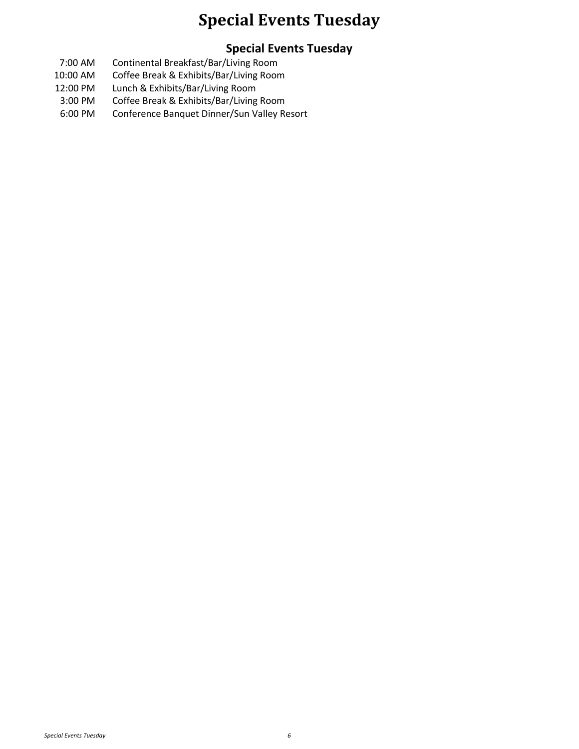# Special Events Tuesday

## Special Events Tuesday

| | |
|---|---|
| 7:00 AM | Continental Breakfast/Bar/Living Room |
| 10:00 AM | Coffee Break & Exhibits/Bar/Living Room |
| 12:00 PM | Lunch & Exhibits/Bar/Living Room |
| 3:00 PM | Coffee Break & Exhibits/Bar/Living Room |
| 6:00 PM | Conference Banquet Dinner/Sun Valley Resort |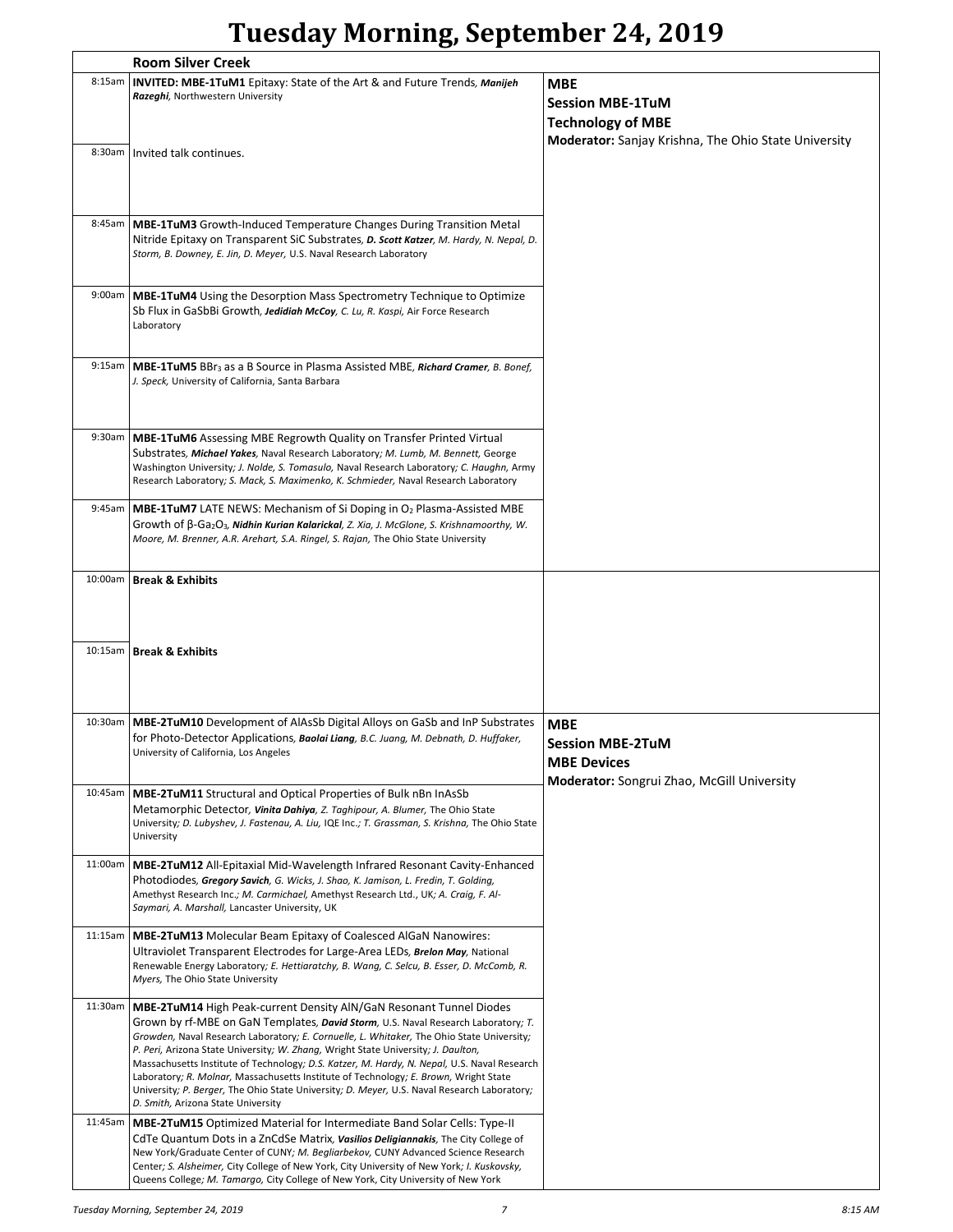# Tuesday Morning, September 24, 2019

## Room Silver Creek

**MBE**
**Session MBE-1TuM**
**Technology of MBE**
**Moderator:** Sanjay Krishna, The Ohio State University

| Time | Presentation |
|---|---|
| 8:15am | **INVITED: MBE-1TuM1** Epitaxy: State of the Art & and Future Trends, ***Manijeh Razeghi***, Northwestern University |
| 8:30am | Invited talk continues. |
| 8:45am | **MBE-1TuM3** Growth-Induced Temperature Changes During Transition Metal Nitride Epitaxy on Transparent SiC Substrates, ***D. Scott Katzer***, *M. Hardy, N. Nepal, D. Storm, B. Downey, E. Jin, D. Meyer,* U.S. Naval Research Laboratory |
| 9:00am | **MBE-1TuM4** Using the Desorption Mass Spectrometry Technique to Optimize Sb Flux in GaSbBi Growth, ***Jedidiah McCoy***, *C. Lu, R. Kaspi,* Air Force Research Laboratory |
| 9:15am | **MBE-1TuM5** $BBr_3$ as a B Source in Plasma Assisted MBE, ***Richard Cramer***, *B. Bonef, J. Speck,* University of California, Santa Barbara |
| 9:30am | **MBE-1TuM6** Assessing MBE Regrowth Quality on Transfer Printed Virtual Substrates, ***Michael Yakes***, Naval Research Laboratory; *M. Lumb, M. Bennett,* George Washington University; *J. Nolde, S. Tomasulo,* Naval Research Laboratory; *C. Haughn,* Army Research Laboratory; *S. Mack, S. Maximenko, K. Schmieder,* Naval Research Laboratory |
| 9:45am | **MBE-1TuM7** LATE NEWS: Mechanism of Si Doping in $O_2$ Plasma-Assisted MBE Growth of β-$Ga_2O_3$, ***Nidhin Kurian Kalarickal***, *Z. Xia, J. McGlone, S. Krishnamoorthy, W. Moore, M. Brenner, A.R. Arehart, S.A. Ringel, S. Rajan,* The Ohio State University |
| 10:00am | **Break & Exhibits** |
| 10:15am | **Break & Exhibits** |

**MBE**
**Session MBE-2TuM**
**MBE Devices**
**Moderator:** Songrui Zhao, McGill University

| Time | Presentation |
|---|---|
| 10:30am | **MBE-2TuM10** Development of AlAsSb Digital Alloys on GaSb and InP Substrates for Photo-Detector Applications, ***Baolai Liang***, *B.C. Juang, M. Debnath, D. Huffaker,* University of California, Los Angeles |
| 10:45am | **MBE-2TuM11** Structural and Optical Properties of Bulk nBn InAsSb Metamorphic Detector, ***Vinita Dahiya***, *Z. Taghipour, A. Blumer,* The Ohio State University; *D. Lubyshev, J. Fastenau, A. Liu,* IQE Inc.; *T. Grassman, S. Krishna,* The Ohio State University |
| 11:00am | **MBE-2TuM12** All-Epitaxial Mid-Wavelength Infrared Resonant Cavity-Enhanced Photodiodes, ***Gregory Savich***, *G. Wicks, J. Shao, K. Jamison, L. Fredin, T. Golding,* Amethyst Research Inc.; *M. Carmichael,* Amethyst Research Ltd., UK; *A. Craig, F. Al-Saymari, A. Marshall,* Lancaster University, UK |
| 11:15am | **MBE-2TuM13** Molecular Beam Epitaxy of Coalesced AlGaN Nanowires: Ultraviolet Transparent Electrodes for Large-Area LEDs, ***Brelon May***, National Renewable Energy Laboratory; *E. Hettiaratchy, B. Wang, C. Selcu, B. Esser, D. McComb, R. Myers,* The Ohio State University |
| 11:30am | **MBE-2TuM14** High Peak-current Density AlN/GaN Resonant Tunnel Diodes Grown by rf-MBE on GaN Templates, ***David Storm***, U.S. Naval Research Laboratory; *T. Growden,* Naval Research Laboratory; *E. Cornuelle, L. Whitaker,* The Ohio State University; *P. Peri,* Arizona State University; *W. Zhang,* Wright State University; *J. Daulton,* Massachusetts Institute of Technology; *D.S. Katzer, M. Hardy, N. Nepal,* U.S. Naval Research Laboratory; *R. Molnar,* Massachusetts Institute of Technology; *E. Brown,* Wright State University; *P. Berger,* The Ohio State University; *D. Meyer,* U.S. Naval Research Laboratory; *D. Smith,* Arizona State University |
| 11:45am | **MBE-2TuM15** Optimized Material for Intermediate Band Solar Cells: Type-II CdTe Quantum Dots in a ZnCdSe Matrix, ***Vasilios Deligiannakis***, The City College of New York/Graduate Center of CUNY; *M. Begliarbekov,* CUNY Advanced Science Research Center; *S. Alsheimer,* City College of New York, City University of New York; *I. Kuskovsky,* Queens College; *M. Tamargo,* City College of New York, City University of New York |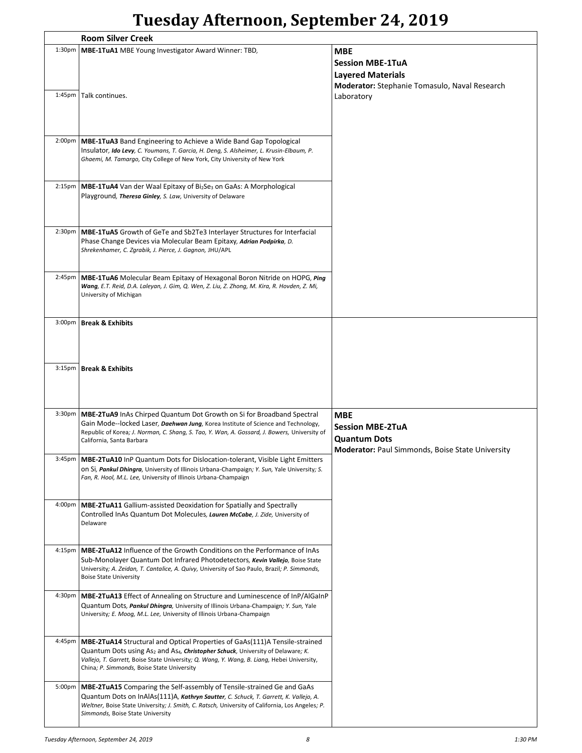# Tuesday Afternoon, September 24, 2019

## Room Silver Creek

### MBE
### Session MBE-1TuA
### Layered Materials
**Moderator:** Stephanie Tomasulo, Naval Research Laboratory

1:30pm **MBE-1TuA1** MBE Young Investigator Award Winner: TBD,

1:45pm Talk continues.

2:00pm **MBE-1TuA3** Band Engineering to Achieve a Wide Band Gap Topological Insulator, ***Ido Levy**, C. Youmans, T. Garcia, H. Deng, S. Alsheimer, L. Krusin-Elbaum, P. Ghaemi, M. Tamargo,* City College of New York, City University of New York

2:15pm **MBE-1TuA4** Van der Waal Epitaxy of $Bi_2Se_3$ on GaAs: A Morphological Playground, ***Theresa Ginley**, S. Law,* University of Delaware

2:30pm **MBE-1TuA5** Growth of GeTe and Sb2Te3 Interlayer Structures for Interfacial Phase Change Devices via Molecular Beam Epitaxy, ***Adrian Podpirka**, D. Shrekenhamer, C. Zgrabik, J. Pierce, J. Gagnon,* JHU/APL

2:45pm **MBE-1TuA6** Molecular Beam Epitaxy of Hexagonal Boron Nitride on HOPG, ***Ping Wang**, E.T. Reid, D.A. Laleyan, J. Gim, Q. Wen, Z. Liu, Z. Zhong, M. Kira, R. Hovden, Z. Mi,* University of Michigan

3:00pm **Break & Exhibits**

3:15pm **Break & Exhibits**

### MBE
### Session MBE-2TuA
### Quantum Dots
**Moderator:** Paul Simmonds, Boise State University

3:30pm **MBE-2TuA9** InAs Chirped Quantum Dot Growth on Si for Broadband Spectral Gain Mode--locked Laser, ***Daehwan Jung**,* Korea Institute of Science and Technology, Republic of Korea; *J. Norman, C. Shang, S. Tao, Y. Wan, A. Gossard, J. Bowers,* University of California, Santa Barbara

3:45pm **MBE-2TuA10** InP Quantum Dots for Dislocation-tolerant, Visible Light Emitters on Si, ***Pankul Dhingra**,* University of Illinois Urbana-Champaign; *Y. Sun,* Yale University; *S. Fan, R. Hool, M.L. Lee,* University of Illinois Urbana-Champaign

4:00pm **MBE-2TuA11** Gallium-assisted Deoxidation for Spatially and Spectrally Controlled InAs Quantum Dot Molecules, ***Lauren McCabe**, J. Zide,* University of Delaware

4:15pm **MBE-2TuA12** Influence of the Growth Conditions on the Performance of InAs Sub-Monolayer Quantum Dot Infrared Photodetectors, ***Kevin Vallejo**,* Boise State University; *A. Zeidan, T. Cantalice, A. Quivy,* University of Sao Paulo, Brazil; *P. Simmonds,* Boise State University

4:30pm **MBE-2TuA13** Effect of Annealing on Structure and Luminescence of InP/AlGaInP Quantum Dots, ***Pankul Dhingra**,* University of Illinois Urbana-Champaign; *Y. Sun,* Yale University; *E. Moog, M.L. Lee,* University of Illinois Urbana-Champaign

4:45pm **MBE-2TuA14** Structural and Optical Properties of GaAs(111)A Tensile-strained Quantum Dots using $As_2$ and $As_4$, ***Christopher Schuck**,* University of Delaware; *K. Vallejo, T. Garrett,* Boise State University; *Q. Wang, Y. Wang, B. Liang,* Hebei University, China; *P. Simmonds,* Boise State University

5:00pm **MBE-2TuA15** Comparing the Self-assembly of Tensile-strained Ge and GaAs Quantum Dots on InAlAs(111)A, ***Kathryn Sautter**, C. Schuck, T. Garrett, K. Vallejo, A. Weltner,* Boise State University; *J. Smith, C. Ratsch,* University of California, Los Angeles; *P. Simmonds,* Boise State University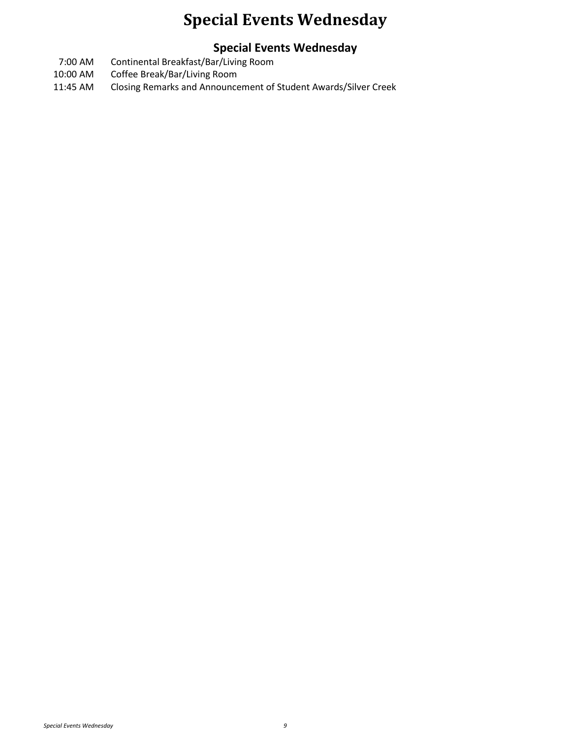# Special Events Wednesday

## Special Events Wednesday

| | |
|---|---|
| 7:00 AM | Continental Breakfast/Bar/Living Room |
| 10:00 AM | Coffee Break/Bar/Living Room |
| 11:45 AM | Closing Remarks and Announcement of Student Awards/Silver Creek |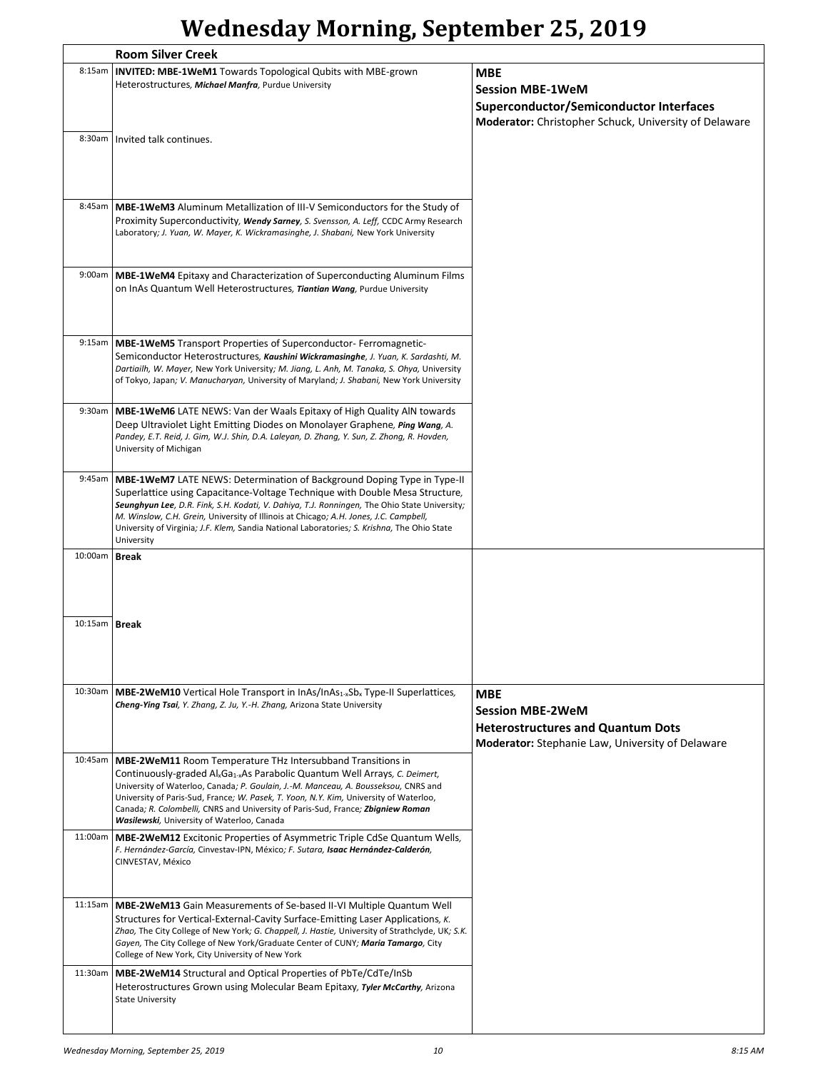# Wednesday Morning, September 25, 2019

## Room Silver Creek

### MBE
### Session MBE-1WeM
### Superconductor/Semiconductor Interfaces
**Moderator:** Christopher Schuck, University of Delaware

8:15am **INVITED: MBE-1WeM1** Towards Topological Qubits with MBE-grown Heterostructures, ***Michael Manfra***, Purdue University

8:30am Invited talk continues.

8:45am **MBE-1WeM3** Aluminum Metallization of III-V Semiconductors for the Study of Proximity Superconductivity, ***Wendy Sarney***, *S. Svensson, A. Leff,* CCDC Army Research Laboratory*; J. Yuan, W. Mayer, K. Wickramasinghe, J. Shabani,* New York University

9:00am **MBE-1WeM4** Epitaxy and Characterization of Superconducting Aluminum Films on InAs Quantum Well Heterostructures, ***Tiantian Wang***, Purdue University

9:15am **MBE-1WeM5** Transport Properties of Superconductor- Ferromagnetic-Semiconductor Heterostructures, ***Kaushini Wickramasinghe***, *J. Yuan, K. Sardashti, M. Dartiailh, W. Mayer,* New York University*; M. Jiang, L. Anh, M. Tanaka, S. Ohya,* University of Tokyo, Japan*; V. Manucharyan,* University of Maryland*; J. Shabani,* New York University

9:30am **MBE-1WeM6** LATE NEWS: Van der Waals Epitaxy of High Quality AlN towards Deep Ultraviolet Light Emitting Diodes on Monolayer Graphene, ***Ping Wang***, *A. Pandey, E.T. Reid, J. Gim, W.J. Shin, D.A. Laleyan, D. Zhang, Y. Sun, Z. Zhong, R. Hovden,* University of Michigan

9:45am **MBE-1WeM7** LATE NEWS: Determination of Background Doping Type in Type-II Superlattice using Capacitance-Voltage Technique with Double Mesa Structure, ***Seunghyun Lee***, *D.R. Fink, S.H. Kodati, V. Dahiya, T.J. Ronningen,* The Ohio State University*; M. Winslow, C.H. Grein,* University of Illinois at Chicago*; A.H. Jones, J.C. Campbell,* University of Virginia*; J.F. Klem,* Sandia National Laboratories*; S. Krishna,* The Ohio State University

10:00am **Break**

10:15am **Break**

### MBE
### Session MBE-2WeM
### Heterostructures and Quantum Dots
**Moderator:** Stephanie Law, University of Delaware

10:30am **MBE-2WeM10** Vertical Hole Transport in InAs/$InAs_{1-x}Sb_x$ Type-II Superlattices, ***Cheng-Ying Tsai***, *Y. Zhang, Z. Ju, Y.-H. Zhang,* Arizona State University

10:45am **MBE-2WeM11** Room Temperature THz Intersubband Transitions in Continuously-graded $Al_xGa_{1-x}As$ Parabolic Quantum Well Arrays, *C. Deimert,* University of Waterloo, Canada*; P. Goulain, J.-M. Manceau, A. Bousseksou,* CNRS and University of Paris-Sud, France*; W. Pasek, T. Yoon, N.Y. Kim,* University of Waterloo, Canada*; R. Colombelli,* CNRS and University of Paris-Sud, France*;* ***Zbigniew Roman Wasilewski***, University of Waterloo, Canada

11:00am **MBE-2WeM12** Excitonic Properties of Asymmetric Triple CdSe Quantum Wells, *F. Hernández-García,* Cinvestav-IPN, México*; F. Sutara,* ***Isaac Hernández-Calderón***, CINVESTAV, México

11:15am **MBE-2WeM13** Gain Measurements of Se-based II-VI Multiple Quantum Well Structures for Vertical-External-Cavity Surface-Emitting Laser Applications, *K. Zhao,* The City College of New York*; G. Chappell, J. Hastie,* University of Strathclyde, UK*; S.K. Gayen,* The City College of New York/Graduate Center of CUNY*;* ***Maria Tamargo***, City College of New York, City University of New York

11:30am **MBE-2WeM14** Structural and Optical Properties of PbTe/CdTe/InSb Heterostructures Grown using Molecular Beam Epitaxy, ***Tyler McCarthy***, Arizona State University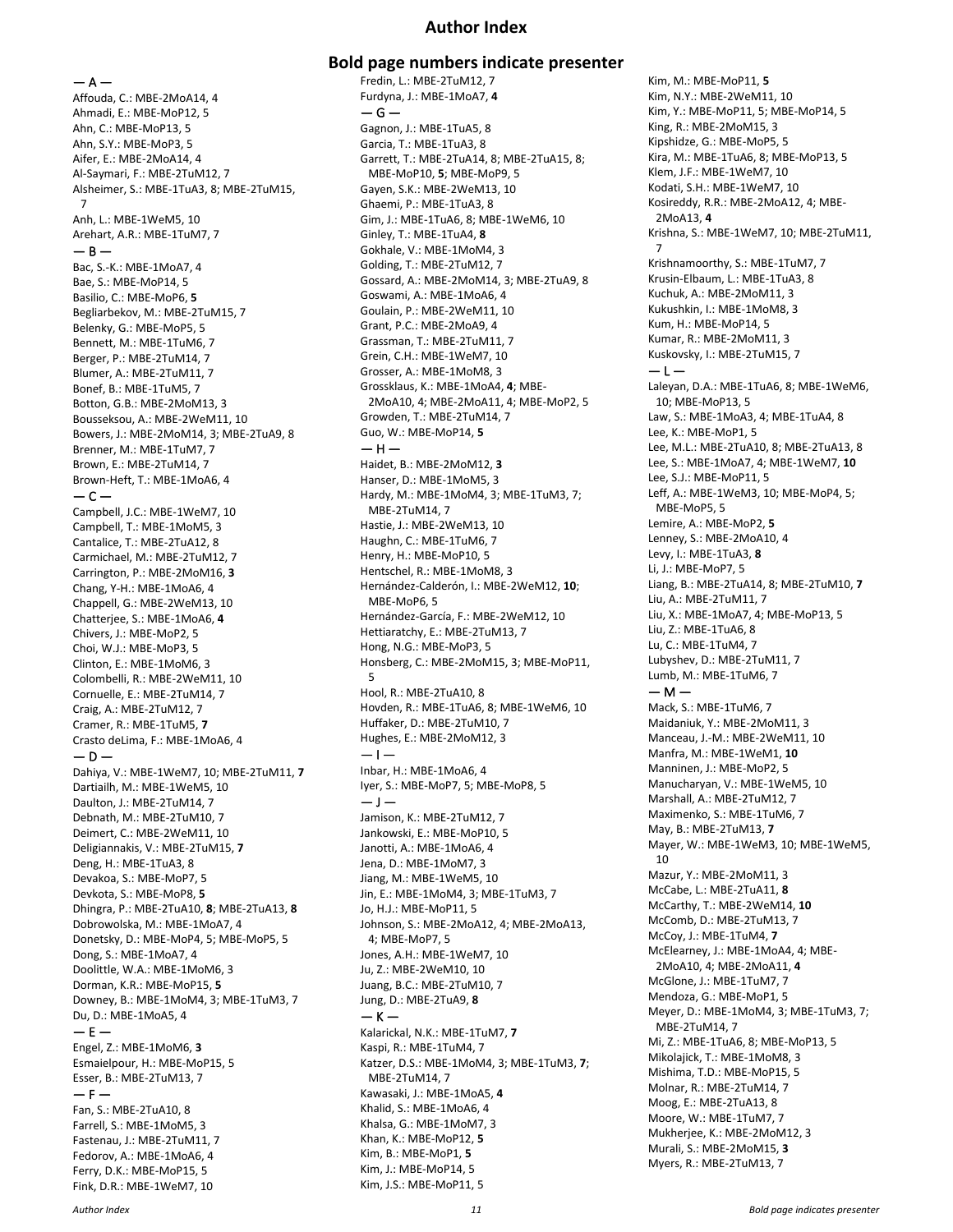# Author Index

## Bold page numbers indicate presenter

— A —

Affouda, C.: MBE-2MoA14, 4
Ahmadi, E.: MBE-MoP12, 5
Ahn, C.: MBE-MoP13, 5
Ahn, S.Y.: MBE-MoP3, 5
Aifer, E.: MBE-2MoA14, 4
Al-Saymari, F.: MBE-2TuM12, 7
Alsheimer, S.: MBE-1TuA3, 8; MBE-2TuM15, 7
Anh, L.: MBE-1WeM5, 10
Arehart, A.R.: MBE-1TuM7, 7

— B —

Bac, S.-K.: MBE-1MoA7, 4
Bae, S.: MBE-MoP14, 5
Basilio, C.: MBE-MoP6, **5**
Begliarbekov, M.: MBE-2TuM15, 7
Belenky, G.: MBE-MoP5, 5
Bennett, M.: MBE-1TuM6, 7
Berger, P.: MBE-2TuM14, 7
Blumer, A.: MBE-2TuM11, 7
Bonef, B.: MBE-1TuM5, 7
Botton, G.B.: MBE-2MoM13, 3
Bousseksou, A.: MBE-2WeM11, 10
Bowers, J.: MBE-2MoM14, 3; MBE-2TuA9, 8
Brenner, M.: MBE-1TuM7, 7
Brown, E.: MBE-2TuM14, 7
Brown-Heft, T.: MBE-1MoA6, 4

— C —

Campbell, J.C.: MBE-1WeM7, 10
Campbell, T.: MBE-1MoM5, 3
Cantalice, T.: MBE-2TuA12, 8
Carmichael, M.: MBE-2TuM12, 7
Carrington, P.: MBE-2MoM16, **3**
Chang, Y-H.: MBE-1MoA6, 4
Chappell, G.: MBE-2WeM13, 10
Chatterjee, S.: MBE-1MoA6, **4**
Chivers, J.: MBE-MoP2, 5
Choi, W.J.: MBE-MoP3, 5
Clinton, E.: MBE-1MoM6, 3
Colombelli, R.: MBE-2WeM11, 10
Cornuelle, E.: MBE-2TuM14, 7
Craig, A.: MBE-2TuM12, 7
Cramer, R.: MBE-1TuM5, **7**
Crasto deLima, F.: MBE-1MoA6, 4

— D —

Dahiya, V.: MBE-1WeM7, 10; MBE-2TuM11, **7**
Dartiailh, M.: MBE-1WeM5, 10
Daulton, J.: MBE-2TuM14, 7
Debnath, M.: MBE-2TuM10, 7
Deimert, C.: MBE-2WeM11, 10
Deligiannakis, V.: MBE-2TuM15, **7**
Deng, H.: MBE-1TuA3, 8
Devakoa, S.: MBE-MoP7, 5
Devkota, S.: MBE-MoP8, **5**
Dhingra, P.: MBE-2TuA10, **8**; MBE-2TuA13, **8**
Dobrowolska, M.: MBE-1MoA7, 4
Donetsky, D.: MBE-MoP4, 5; MBE-MoP5, 5
Dong, S.: MBE-1MoA7, 4
Doolittle, W.A.: MBE-1MoM6, 3
Dorman, K.R.: MBE-MoP15, **5**
Downey, B.: MBE-1MoM4, 3; MBE-1TuM3, 7
Du, D.: MBE-1MoA5, 4

— E —

Engel, Z.: MBE-1MoM6, **3**
Esmaielpour, H.: MBE-MoP15, 5
Esser, B.: MBE-2TuM13, 7

— F —

Fan, S.: MBE-2TuA10, 8
Farrell, S.: MBE-1MoM5, 3
Fastenau, J.: MBE-2TuM11, 7
Fedorov, A.: MBE-1MoA6, 4
Ferry, D.K.: MBE-MoP15, 5
Fink, D.R.: MBE-1WeM7, 10
Fredin, L.: MBE-2TuM12, 7
Furdyna, J.: MBE-1MoA7, **4**

— G —

Gagnon, J.: MBE-1TuA5, 8
Garcia, T.: MBE-1TuA3, 8
Garrett, T.: MBE-2TuA14, 8; MBE-2TuA15, 8; MBE-MoP10, **5**; MBE-MoP9, 5
Gayen, S.K.: MBE-2WeM13, 10
Ghaemi, P.: MBE-1TuA3, 8
Gim, J.: MBE-1TuA6, 8; MBE-1WeM6, 10
Ginley, T.: MBE-1TuA4, **8**
Gokhale, V.: MBE-1MoM4, 3
Golding, T.: MBE-2TuM12, 7
Gossard, A.: MBE-2MoM14, 3; MBE-2TuA9, 8
Goswami, A.: MBE-1MoA6, 4
Goulain, P.: MBE-2WeM11, 10
Grant, P.C.: MBE-2MoA9, 4
Grassman, T.: MBE-2TuM11, 7
Grein, C.H.: MBE-1WeM7, 10
Grosser, A.: MBE-1MoM8, 3
Grossklaus, K.: MBE-1MoA4, **4**; MBE-2MoA10, 4; MBE-2MoA11, 4; MBE-MoP2, 5
Growden, T.: MBE-2TuM14, 7
Guo, W.: MBE-MoP14, **5**

— H —

Haidet, B.: MBE-2MoM12, **3**
Hanser, D.: MBE-1MoM5, 3
Hardy, M.: MBE-1MoM4, 3; MBE-1TuM3, 7; MBE-2TuM14, 7
Hastie, J.: MBE-2WeM13, 10
Haughn, C.: MBE-1TuM6, 7
Henry, H.: MBE-MoP10, 5
Hentschel, R.: MBE-1MoM8, 3
Hernández-Calderón, I.: MBE-2WeM12, **10**; MBE-MoP6, 5
Hernández-García, F.: MBE-2WeM12, 10
Hettiaratchy, E.: MBE-2TuM13, 7
Hong, N.G.: MBE-MoP3, 5
Honsberg, C.: MBE-2MoM15, 3; MBE-MoP11, 5
Hool, R.: MBE-2TuA10, 8
Hovden, R.: MBE-1TuA6, 8; MBE-1WeM6, 10
Huffaker, D.: MBE-2TuM10, 7
Hughes, E.: MBE-2MoM12, 3

— I —

Inbar, H.: MBE-1MoA6, 4
Iyer, S.: MBE-MoP7, 5; MBE-MoP8, 5

— J —

Jamison, K.: MBE-2TuM12, 7
Jankowski, E.: MBE-MoP10, 5
Janotti, A.: MBE-1MoA6, 4
Jena, D.: MBE-1MoM7, 3
Jiang, M.: MBE-1WeM5, 10
Jin, E.: MBE-1MoM4, 3; MBE-1TuM3, 7
Jo, H.J.: MBE-MoP11, 5
Johnson, S.: MBE-2MoA12, 4; MBE-2MoA13, 4; MBE-MoP7, 5
Jones, A.H.: MBE-1WeM7, 10
Ju, Z.: MBE-2WeM10, 10
Juang, B.C.: MBE-2TuM10, 7
Jung, D.: MBE-2TuA9, **8**

— K —

Kalarickal, N.K.: MBE-1TuM7, **7**
Kaspi, R.: MBE-1TuM4, 7
Katzer, D.S.: MBE-1MoM4, 3; MBE-1TuM3, **7**; MBE-2TuM14, 7
Kawasaki, J.: MBE-1MoA5, **4**
Khalid, S.: MBE-1MoA6, 4
Khalsa, G.: MBE-1MoM7, 3
Khan, K.: MBE-MoP12, **5**
Kim, B.: MBE-MoP1, **5**
Kim, J.: MBE-MoP14, 5
Kim, J.S.: MBE-MoP11, 5
Kim, M.: MBE-MoP11, **5**
Kim, N.Y.: MBE-2WeM11, 10
Kim, Y.: MBE-MoP11, 5; MBE-MoP14, 5
King, R.: MBE-2MoM15, 3
Kipshidze, G.: MBE-MoP5, 5
Kira, M.: MBE-1TuA6, 8; MBE-MoP13, 5
Klem, J.F.: MBE-1WeM7, 10
Kodati, S.H.: MBE-1WeM7, 10
Kosireddy, R.R.: MBE-2MoA12, 4; MBE-2MoA13, **4**
Krishna, S.: MBE-1WeM7, 10; MBE-2TuM11, 7
Krishnamoorthy, S.: MBE-1TuM7, 7
Krusin-Elbaum, L.: MBE-1TuA3, 8
Kuchuk, A.: MBE-2MoM11, 3
Kukushkin, I.: MBE-1MoM8, 3
Kum, H.: MBE-MoP14, 5
Kumar, R.: MBE-2MoM11, 3
Kuskovsky, I.: MBE-2TuM15, 7

— L —

Laleyan, D.A.: MBE-1TuA6, 8; MBE-1WeM6, 10; MBE-MoP13, 5
Law, S.: MBE-1MoA3, 4; MBE-1TuA4, 8
Lee, K.: MBE-MoP1, 5
Lee, M.L.: MBE-2TuA10, 8; MBE-2TuA13, 8
Lee, S.: MBE-1MoA7, 4; MBE-1WeM7, **10**
Lee, S.J.: MBE-MoP11, 5
Leff, A.: MBE-1WeM3, 10; MBE-MoP4, 5; MBE-MoP5, 5
Lemire, A.: MBE-MoP2, **5**
Lenney, S.: MBE-2MoA10, 4
Levy, I.: MBE-1TuA3, **8**
Li, J.: MBE-MoP7, 5
Liang, B.: MBE-2TuA14, 8; MBE-2TuM10, **7**
Liu, A.: MBE-2TuM11, 7
Liu, X.: MBE-1MoA7, 4; MBE-MoP13, 5
Liu, Z.: MBE-1TuA6, 8
Lu, C.: MBE-1TuM4, 7
Lubyshev, D.: MBE-2TuM11, 7
Lumb, M.: MBE-1TuM6, 7

— M —

Mack, S.: MBE-1TuM6, 7
Maidaniuk, Y.: MBE-2MoM11, 3
Manceau, J.-M.: MBE-2WeM11, 10
Manfra, M.: MBE-1WeM1, **10**
Manninen, J.: MBE-MoP2, 5
Manucharyan, V.: MBE-1WeM5, 10
Marshall, A.: MBE-2TuM12, 7
Maximenko, S.: MBE-1TuM6, 7
May, B.: MBE-2TuM13, **7**
Mayer, W.: MBE-1WeM3, 10; MBE-1WeM5, 10
Mazur, Y.: MBE-2MoM11, 3
McCabe, L.: MBE-2TuA11, **8**
McCarthy, T.: MBE-2WeM14, **10**
McComb, D.: MBE-2TuM13, 7
McCoy, J.: MBE-1TuM4, **7**
McElearney, J.: MBE-1MoA4, 4; MBE-2MoA10, 4; MBE-2MoA11, **4**
McGlone, J.: MBE-1TuM7, 7
Mendoza, G.: MBE-MoP1, 5
Meyer, D.: MBE-1MoM4, 3; MBE-1TuM3, 7; MBE-2TuM14, 7
Mi, Z.: MBE-1TuA6, 8; MBE-MoP13, 5
Mikolajick, T.: MBE-1MoM8, 3
Mishima, T.D.: MBE-MoP15, 5
Molnar, R.: MBE-2TuM14, 7
Moog, E.: MBE-2TuA13, 8
Moore, W.: MBE-1TuM7, 7
Mukherjee, K.: MBE-2MoM12, 3
Murali, S.: MBE-2MoM15, **3**
Myers, R.: MBE-2TuM13, 7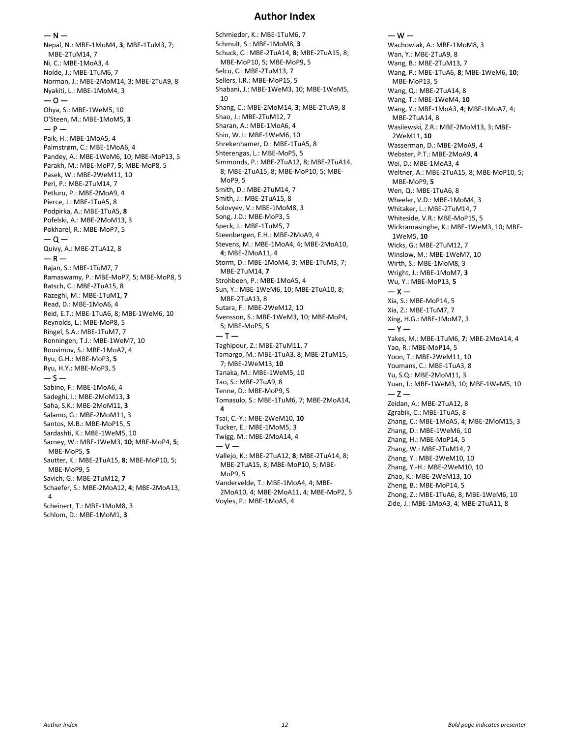# Author Index

**— N —**

Nepal, N.: MBE-1MoM4, **3**; MBE-1TuM3, 7; MBE-2TuM14, 7
Ni, C.: MBE-1MoA3, 4
Nolde, J.: MBE-1TuM6, 7
Norman, J.: MBE-2MoM14, 3; MBE-2TuA9, 8
Nyakiti, L.: MBE-1MoM4, 3

**— O —**

Ohya, S.: MBE-1WeM5, 10
O'Steen, M.: MBE-1MoM5, **3**

**— P —**

Paik, H.: MBE-1MoA5, 4
Palmstrøm, C.: MBE-1MoA6, 4
Pandey, A.: MBE-1WeM6, 10; MBE-MoP13, 5
Parakh, M.: MBE-MoP7, **5**; MBE-MoP8, 5
Pasek, W.: MBE-2WeM11, 10
Peri, P.: MBE-2TuM14, 7
Petluru, P.: MBE-2MoA9, 4
Pierce, J.: MBE-1TuA5, 8
Podpirka, A.: MBE-1TuA5, **8**
Pofelski, A.: MBE-2MoM13, 3
Pokharel, R.: MBE-MoP7, 5

**— Q —**

Quivy, A.: MBE-2TuA12, 8

**— R —**

Rajan, S.: MBE-1TuM7, 7
Ramaswamy, P.: MBE-MoP7, 5; MBE-MoP8, 5
Ratsch, C.: MBE-2TuA15, 8
Razeghi, M.: MBE-1TuM1, **7**
Read, D.: MBE-1MoA6, 4
Reid, E.T.: MBE-1TuA6, 8; MBE-1WeM6, 10
Reynolds, L.: MBE-MoP8, 5
Ringel, S.A.: MBE-1TuM7, 7
Ronningen, T.J.: MBE-1WeM7, 10
Rouvimov, S.: MBE-1MoA7, 4
Ryu, G.H.: MBE-MoP3, **5**
Ryu, H.Y.: MBE-MoP3, 5

**— S —**

Sabino, F.: MBE-1MoA6, 4
Sadeghi, I.: MBE-2MoM13, **3**
Saha, S.K.: MBE-2MoM11, **3**
Salamo, G.: MBE-2MoM11, 3
Santos, M.B.: MBE-MoP15, 5
Sardashti, K.: MBE-1WeM5, 10
Sarney, W.: MBE-1WeM3, **10**; MBE-MoP4, **5**; MBE-MoP5, **5**
Sautter, K.: MBE-2TuA15, **8**; MBE-MoP10, 5; MBE-MoP9, 5
Savich, G.: MBE-2TuM12, **7**
Schaefer, S.: MBE-2MoA12, **4**; MBE-2MoA13, 4
Scheinert, T.: MBE-1MoM8, 3
Schlom, D.: MBE-1MoM1, **3**
Schmieder, K.: MBE-1TuM6, 7
Schmult, S.: MBE-1MoM8, **3**
Schuck, C.: MBE-2TuA14, **8**; MBE-2TuA15, 8; MBE-MoP10, 5; MBE-MoP9, 5
Selcu, C.: MBE-2TuM13, 7
Sellers, I.R.: MBE-MoP15, 5
Shabani, J.: MBE-1WeM3, 10; MBE-1WeM5, 10
Shang, C.: MBE-2MoM14, **3**; MBE-2TuA9, 8
Shao, J.: MBE-2TuM12, 7
Sharan, A.: MBE-1MoA6, 4
Shin, W.J.: MBE-1WeM6, 10
Shrekenhamer, D.: MBE-1TuA5, 8
Shterengas, L.: MBE-MoP5, 5
Simmonds, P.: MBE-2TuA12, 8; MBE-2TuA14, 8; MBE-2TuA15, 8; MBE-MoP10, 5; MBE-MoP9, 5
Smith, D.: MBE-2TuM14, 7
Smith, J.: MBE-2TuA15, 8
Solovyev, V.: MBE-1MoM8, 3
Song, J.D.: MBE-MoP3, 5
Speck, J.: MBE-1TuM5, 7
Steenbergen, E.H.: MBE-2MoA9, 4
Stevens, M.: MBE-1MoA4, 4; MBE-2MoA10, **4**; MBE-2MoA11, 4
Storm, D.: MBE-1MoM4, 3; MBE-1TuM3, 7; MBE-2TuM14, **7**
Strohbeen, P.: MBE-1MoA5, 4
Sun, Y.: MBE-1WeM6, 10; MBE-2TuA10, 8; MBE-2TuA13, 8
Sutara, F.: MBE-2WeM12, 10
Svensson, S.: MBE-1WeM3, 10; MBE-MoP4, 5; MBE-MoP5, 5

**— T —**

Taghipour, Z.: MBE-2TuM11, 7
Tamargo, M.: MBE-1TuA3, 8; MBE-2TuM15, 7; MBE-2WeM13, **10**
Tanaka, M.: MBE-1WeM5, 10
Tao, S.: MBE-2TuA9, 8
Tenne, D.: MBE-MoP9, 5
Tomasulo, S.: MBE-1TuM6, 7; MBE-2MoA14, **4**
Tsai, C.-Y.: MBE-2WeM10, **10**
Tucker, E.: MBE-1MoM5, 3
Twigg, M.: MBE-2MoA14, 4

**— V —**

Vallejo, K.: MBE-2TuA12, **8**; MBE-2TuA14, 8; MBE-2TuA15, 8; MBE-MoP10, 5; MBE-MoP9, 5
Vandervelde, T.: MBE-1MoA4, 4; MBE-2MoA10, 4; MBE-2MoA11, 4; MBE-MoP2, 5
Voyles, P.: MBE-1MoA5, 4

**— W —**

Wachowiak, A.: MBE-1MoM8, 3
Wan, Y.: MBE-2TuA9, 8
Wang, B.: MBE-2TuM13, 7
Wang, P.: MBE-1TuA6, **8**; MBE-1WeM6, **10**; MBE-MoP13, 5
Wang, Q.: MBE-2TuA14, 8
Wang, T.: MBE-1WeM4, **10**
Wang, Y.: MBE-1MoA3, **4**; MBE-1MoA7, 4; MBE-2TuA14, 8
Wasilewski, Z.R.: MBE-2MoM13, 3; MBE-2WeM11, **10**
Wasserman, D.: MBE-2MoA9, 4
Webster, P.T.: MBE-2MoA9, **4**
Wei, D.: MBE-1MoA3, 4
Weltner, A.: MBE-2TuA15, 8; MBE-MoP10, 5; MBE-MoP9, **5**
Wen, Q.: MBE-1TuA6, 8
Wheeler, V.D.: MBE-1MoM4, 3
Whitaker, L.: MBE-2TuM14, 7
Whiteside, V.R.: MBE-MoP15, 5
Wickramasinghe, K.: MBE-1WeM3, 10; MBE-1WeM5, **10**
Wicks, G.: MBE-2TuM12, 7
Winslow, M.: MBE-1WeM7, 10
Wirth, S.: MBE-1MoM8, 3
Wright, J.: MBE-1MoM7, **3**
Wu, Y.: MBE-MoP13, **5**

**— X —**

Xia, S.: MBE-MoP14, 5
Xia, Z.: MBE-1TuM7, 7
Xing, H.G.: MBE-1MoM7, 3

**— Y —**

Yakes, M.: MBE-1TuM6, **7**; MBE-2MoA14, 4
Yao, R.: MBE-MoP14, 5
Yoon, T.: MBE-2WeM11, 10
Youmans, C.: MBE-1TuA3, 8
Yu, S.Q.: MBE-2MoM11, 3
Yuan, J.: MBE-1WeM3, 10; MBE-1WeM5, 10

**— Z —**

Zeidan, A.: MBE-2TuA12, 8
Zgrabik, C.: MBE-1TuA5, 8
Zhang, C.: MBE-1MoA5, 4; MBE-2MoM15, 3
Zhang, D.: MBE-1WeM6, 10
Zhang, H.: MBE-MoP14, 5
Zhang, W.: MBE-2TuM14, 7
Zhang, Y.: MBE-2WeM10, 10
Zhang, Y.-H.: MBE-2WeM10, 10
Zhao, K.: MBE-2WeM13, 10
Zheng, B.: MBE-MoP14, 5
Zhong, Z.: MBE-1TuA6, 8; MBE-1WeM6, 10
Zide, J.: MBE-1MoA3, 4; MBE-2TuA11, 8